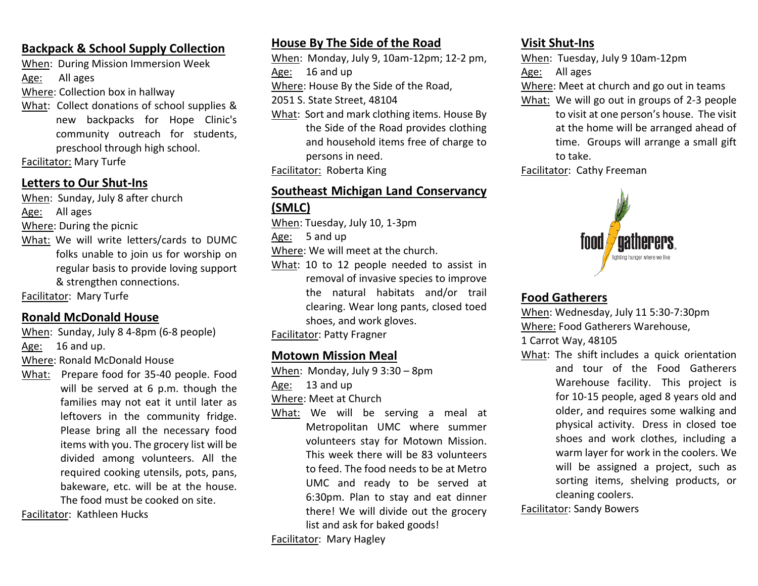## Backpack & School Supply Collection

When: During Mission Immersion Week

Age: All ages

Where: Collection box in hallway

What: Collect donations of school supplies & new backpacks for Hope Clinic's community outreach for students, preschool through high school.

Facilitator: Mary Turfe

## Letters to Our Shut-Ins

When: Sunday, July 8 after church

Age: All ages

Where: During the picnic

What: We will write letters/cards to DUMC folks unable to join us for worship on regular basis to provide loving support & strengthen connections.

Facilitator: Mary Turfe

## Ronald McDonald House

When: Sunday, July 8 4-8pm (6-8 people)

Age: 16 and up.

Where: Ronald McDonald House

What: Prepare food for 35-40 people. Food will be served at 6 p.m. though the families may not eat it until later as leftovers in the community fridge. Please bring all the necessary food items with you. The grocery list will be divided among volunteers. All the required cooking utensils, pots, pans, bakeware, etc. will be at the house. The food must be cooked on site.

Facilitator: Kathleen Hucks

## House By The Side of the Road

When: Monday, July 9, 10am-12pm; 12-2 pm,

Age: 16 and up

Where: House By the Side of the Road, 2051 S. State Street, 48104

What: Sort and mark clothing items. House By the Side of the Road provides clothing and household items free of charge to persons in need.

Facilitator: Roberta King

## Southeast Michigan Land Conservancy (SMLC)

When: Tuesday, July 10, 1-3pm

Age: 5 and up

Where: We will meet at the church.

What: 10 to 12 people needed to assist in removal of invasive species to improve the natural habitats and/or trail clearing. Wear long pants, closed toed shoes, and work gloves.

Facilitator: Patty Fragner

## Motown Mission Meal

When: Monday, July 9 3:30 – 8pm

Age: 13 and up

Where: Meet at Church

What: We will be serving a meal at Metropolitan UMC where summer volunteers stay for Motown Mission. This week there will be 83 volunteers to feed. The food needs to be at Metro UMC and ready to be served at 6:30pm. Plan to stay and eat dinner there! We will divide out the grocery list and ask for baked goods!

Facilitator: Mary Hagley

## Visit Shut-Ins

When: Tuesday, July 9 10am-12pm

Age: All ages

Where: Meet at church and go out in teams

What: We will go out in groups of 2-3 people to visit at one person's house. The visit at the home will be arranged ahead of time. Groups will arrange a small gift to take.

Facilitator: Cathy Freeman

food gatherers
fighting hunger where we live

## Food Gatherers

When: Wednesday, July 11 5:30-7:30pm

Where: Food Gatherers Warehouse, 1 Carrot Way, 48105

What: The shift includes a quick orientation and tour of the Food Gatherers Warehouse facility. This project is for 10-15 people, aged 8 years old and older, and requires some walking and physical activity. Dress in closed toe shoes and work clothes, including a warm layer for work in the coolers. We will be assigned a project, such as sorting items, shelving products, or cleaning coolers.

Facilitator: Sandy Bowers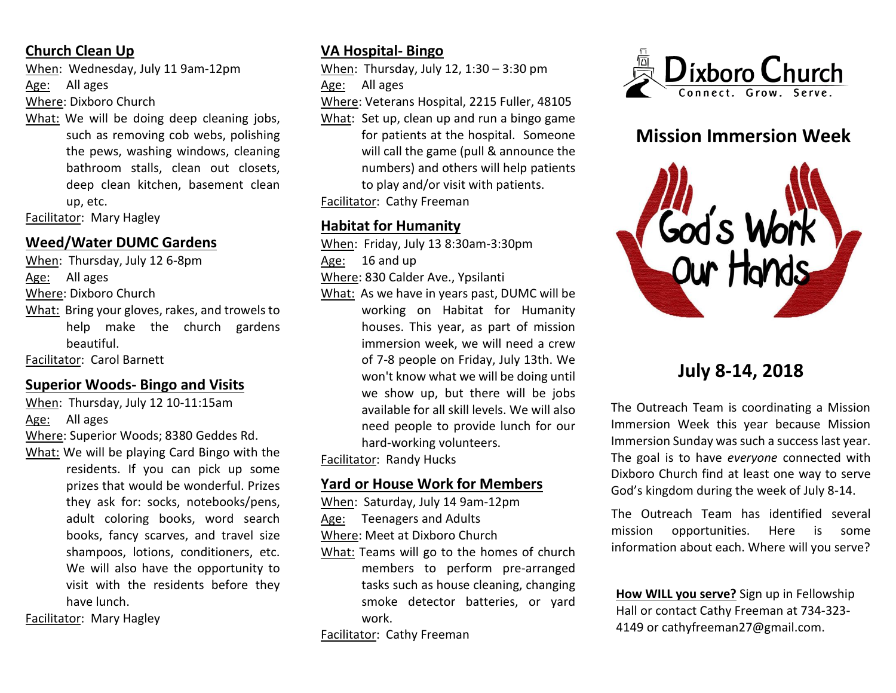## Church Clean Up

When: Wednesday, July 11 9am-12pm

Age: All ages

Where: Dixboro Church

What: We will be doing deep cleaning jobs, such as removing cob webs, polishing the pews, washing windows, cleaning bathroom stalls, clean out closets, deep clean kitchen, basement clean up, etc.

Facilitator: Mary Hagley

## Weed/Water DUMC Gardens

When: Thursday, July 12 6-8pm

Age: All ages

Where: Dixboro Church

What: Bring your gloves, rakes, and trowels to help make the church gardens beautiful.

Facilitator: Carol Barnett

## Superior Woods- Bingo and Visits

When: Thursday, July 12 10-11:15am

Age: All ages

Where: Superior Woods; 8380 Geddes Rd.

What: We will be playing Card Bingo with the residents. If you can pick up some prizes that would be wonderful. Prizes they ask for: socks, notebooks/pens, adult coloring books, word search books, fancy scarves, and travel size shampoos, lotions, conditioners, etc. We will also have the opportunity to visit with the residents before they have lunch.

Facilitator: Mary Hagley

## VA Hospital- Bingo

When: Thursday, July 12, 1:30 – 3:30 pm

Age: All ages

Where: Veterans Hospital, 2215 Fuller, 48105

What: Set up, clean up and run a bingo game for patients at the hospital. Someone will call the game (pull & announce the numbers) and others will help patients to play and/or visit with patients.

Facilitator: Cathy Freeman

## Habitat for Humanity

When: Friday, July 13 8:30am-3:30pm

Age: 16 and up

Where: 830 Calder Ave., Ypsilanti

What: As we have in years past, DUMC will be working on Habitat for Humanity houses. This year, as part of mission immersion week, we will need a crew of 7-8 people on Friday, July 13th. We won't know what we will be doing until we show up, but there will be jobs available for all skill levels. We will also need people to provide lunch for our hard-working volunteers.

Facilitator: Randy Hucks

## Yard or House Work for Members

When: Saturday, July 14 9am-12pm

Age: Teenagers and Adults

Where: Meet at Dixboro Church

What: Teams will go to the homes of church members to perform pre-arranged tasks such as house cleaning, changing smoke detector batteries, or yard work.

Facilitator: Cathy Freeman

Díxboro Church
Connect. Grow. Serve.

# Mission Immersion Week

God's Work
Our Hands

## July 8-14, 2018

The Outreach Team is coordinating a Mission Immersion Week this year because Mission Immersion Sunday was such a success last year. The goal is to have *everyone* connected with Dixboro Church find at least one way to serve God's kingdom during the week of July 8-14.

The Outreach Team has identified several mission opportunities. Here is some information about each. Where will you serve?

**How WILL you serve?** Sign up in Fellowship Hall or contact Cathy Freeman at 734-323-4149 or cathyfreeman27@gmail.com.